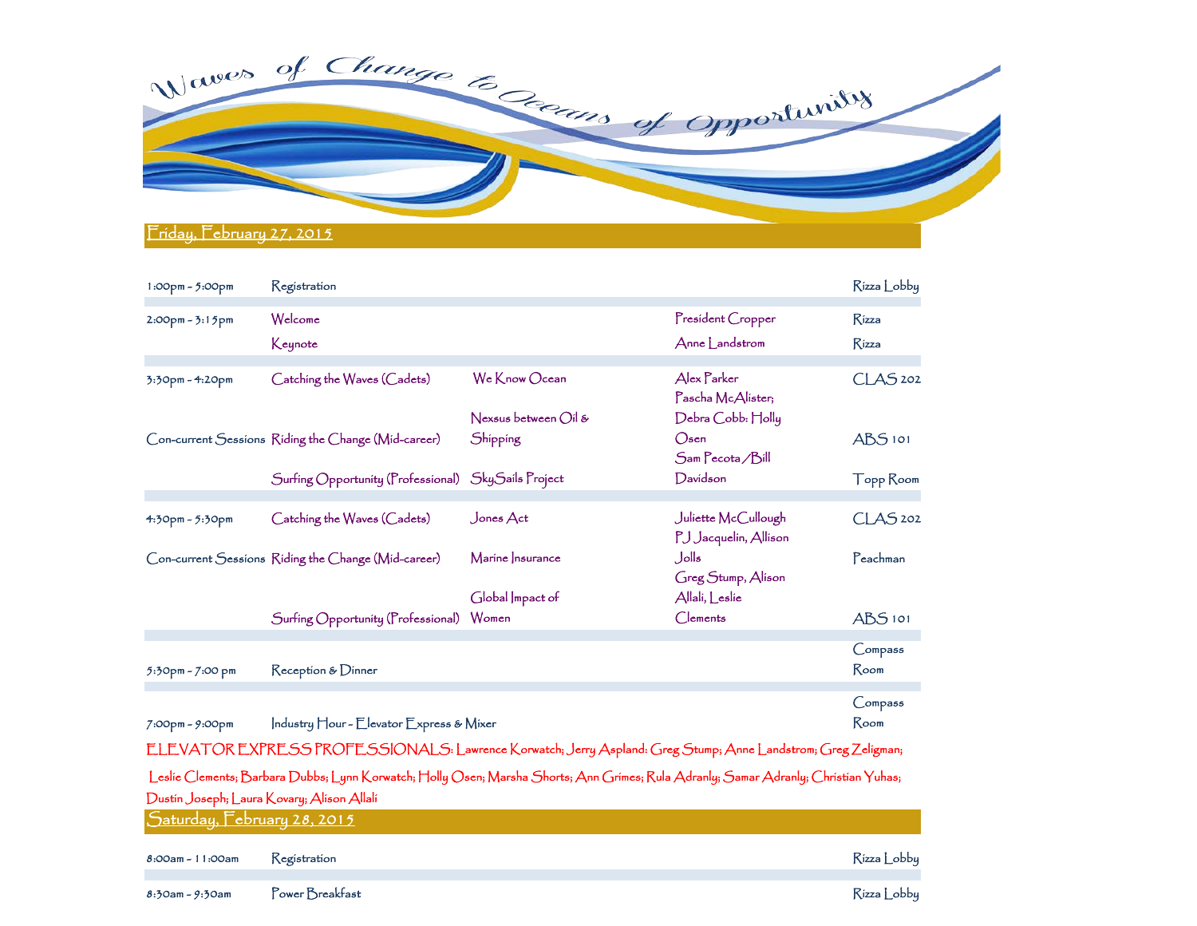# Waves of Change to Oceans of Opportunity

## Friday, February 27, 2015

| Time | Session | Topic | Speaker | Location |
|---|---|---|---|---|
| 1:00pm – 5:00pm | Registration | | | Rizza Lobby |
| 2:00pm – 3:15pm | Welcome | | President Cropper | Rizza |
| | Keynote | | Anne Landstrom | Rizza |
| 3:30pm – 4:20pm | Catching the Waves (Cadets) | We Know Ocean | Alex Parker | CLAS 202 |
| Con-current Sessions | Riding the Change (Mid-career) | Nexsus between Oil & Shipping | Pascha McAlister; Debra Cobb: Holly Osen | ABS 101 |
| | Surfing Opportunity (Professional) | SkySails Project | Sam Pecota /Bill Davidson | Topp Room |
| 4:30pm – 5:30pm | Catching the Waves (Cadets) | Jones Act | Juliette McCullough | CLAS 202 |
| Con-current Sessions | Riding the Change (Mid-career) | Marine Insurance | PJ Jacquelin, Allison Jolls | Peachman |
| | Surfing Opportunity (Professional) | Global Impact of Women | Greg Stump, Alison Allali, Leslie Clements | ABS 101 |
| 5:30pm – 7:00 pm | Reception & Dinner | | | Compass Room |
| 7:00pm – 9:00pm | Industry Hour – Elevator Express & Mixer | | | Compass Room |

ELEVATOR EXPRESS PROFESSIONALS: Lawrence Korwatch; Jerry Aspland: Greg Stump; Anne Landstrom; Greg Zeligman; Leslie Clements; Barbara Dubbs; Lynn Korwatch; Holly Osen; Marsha Shorts; Ann Grimes; Rula Adranly; Samar Adranly; Christian Yuhas; Dustin Joseph; Laura Kovary; Alison Allali

## Saturday, February 28, 2015

| Time | Session | Location |
|---|---|---|
| 8:00am – 11:00am | Registration | Rizza Lobby |
| 8:30am – 9:30am | Power Breakfast | Rizza Lobby |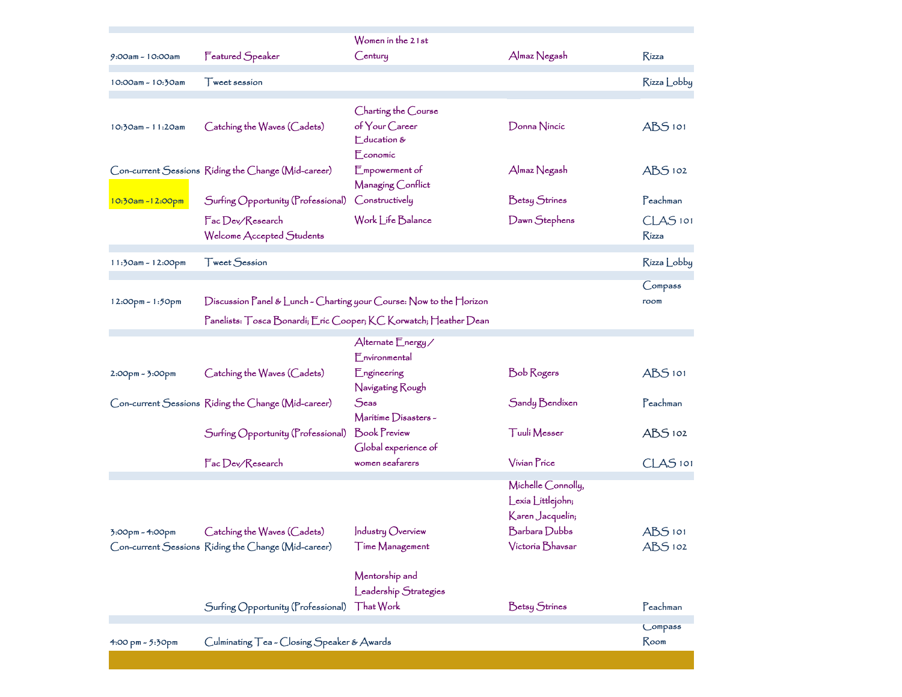| | | | | |
|---|---|---|---|---|
| 9:00am - 10:00am | Featured Speaker | Women in the 21st Century | Almaz Negash | Rizza |
| 10:00am - 10:30am | Tweet session | | | Rizza Lobby |
| 10:30am - 11:20am | Catching the Waves (Cadets) | Charting the Course of Your Career | Donna Nincic | ABS 101 |
| Con-current Sessions | Riding the Change (Mid-career) | Education & Economic Empowerment of | Almaz Negash | ABS 102 |
| 10:30am -12:00pm | Surfing Opportunity (Professional) | Managing Conflict Constructively | Betsy Strines | Peachman |
| | Fac Dev/Research | Work Life Balance | Dawn Stephens | CLAS 101 |
| | Welcome Accepted Students | | | Rizza |
| 11:30am - 12:00pm | Tweet Session | | | Rizza Lobby |
| 12:00pm - 1:50pm | Discussion Panel & Lunch - Charting your Course: Now to the Horizon<br>Panelists: Tosca Bonardi; Eric Cooper; KC Korwatch; Heather Dean | | | Compass room |
| 2:00pm - 3:00pm | Catching the Waves (Cadets) | Alternate Energy / Environmental Engineering | Bob Rogers | ABS 101 |
| Con-current Sessions | Riding the Change (Mid-career) | Navigating Rough Seas | Sandy Bendixen | Peachman |
| | Surfing Opportunity (Professional) | Maritime Disasters - Book Preview | Tuuli Messer | ABS 102 |
| | Fac Dev/Research | Global experience of women seafarers | Vivian Price | CLAS 101 |
| 3:00pm - 4:00pm | Catching the Waves (Cadets) | Industry Overview | Michelle Connolly, Lexia Littlejohn; Karen Jacquelin; Barbara Dubbs | ABS 101 |
| Con-current Sessions | Riding the Change (Mid-career) | Time Management | Victoria Bhavsar | ABS 102 |
| | Surfing Opportunity (Professional) | Mentorship and Leadership Strategies That Work | Betsy Strines | Peachman |
| 4:00 pm - 5:30pm | Culminating Tea - Closing Speaker & Awards | | | Compass Room |